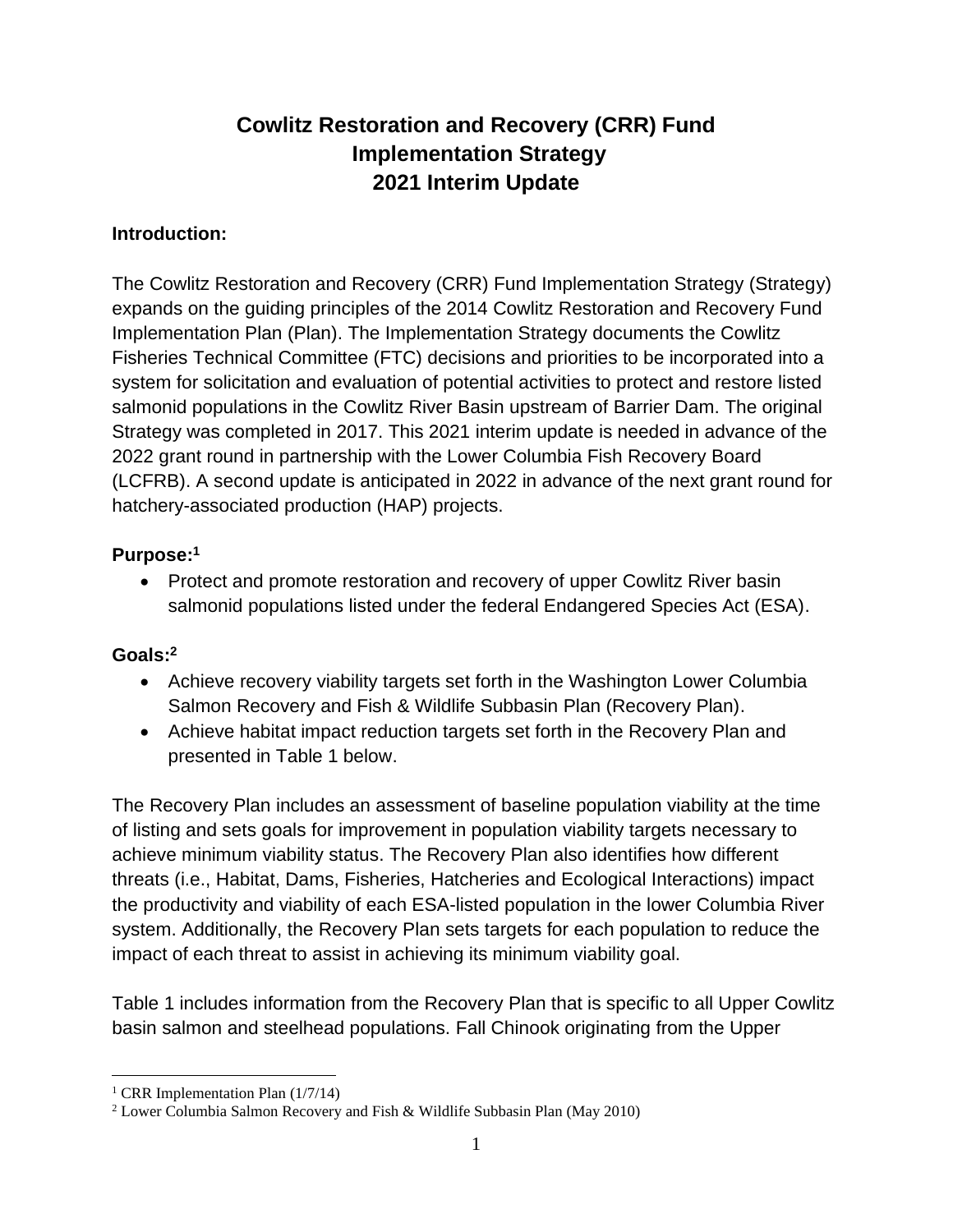# Cowlitz Restoration and Recovery (CRR) Fund Implementation Strategy 2021 Interim Update

## Introduction:

The Cowlitz Restoration and Recovery (CRR) Fund Implementation Strategy (Strategy) expands on the guiding principles of the 2014 Cowlitz Restoration and Recovery Fund Implementation Plan (Plan). The Implementation Strategy documents the Cowlitz Fisheries Technical Committee (FTC) decisions and priorities to be incorporated into a system for solicitation and evaluation of potential activities to protect and restore listed salmonid populations in the Cowlitz River Basin upstream of Barrier Dam. The original Strategy was completed in 2017. This 2021 interim update is needed in advance of the 2022 grant round in partnership with the Lower Columbia Fish Recovery Board (LCFRB). A second update is anticipated in 2022 in advance of the next grant round for hatchery-associated production (HAP) projects.

## Purpose:[1]

- Protect and promote restoration and recovery of upper Cowlitz River basin salmonid populations listed under the federal Endangered Species Act (ESA).

## Goals:[2]

- Achieve recovery viability targets set forth in the Washington Lower Columbia Salmon Recovery and Fish & Wildlife Subbasin Plan (Recovery Plan).
- Achieve habitat impact reduction targets set forth in the Recovery Plan and presented in Table 1 below.

The Recovery Plan includes an assessment of baseline population viability at the time of listing and sets goals for improvement in population viability targets necessary to achieve minimum viability status. The Recovery Plan also identifies how different threats (i.e., Habitat, Dams, Fisheries, Hatcheries and Ecological Interactions) impact the productivity and viability of each ESA-listed population in the lower Columbia River system. Additionally, the Recovery Plan sets targets for each population to reduce the impact of each threat to assist in achieving its minimum viability goal.

Table 1 includes information from the Recovery Plan that is specific to all Upper Cowlitz basin salmon and steelhead populations. Fall Chinook originating from the Upper

---

[1] CRR Implementation Plan (1/7/14)

[2] Lower Columbia Salmon Recovery and Fish & Wildlife Subbasin Plan (May 2010)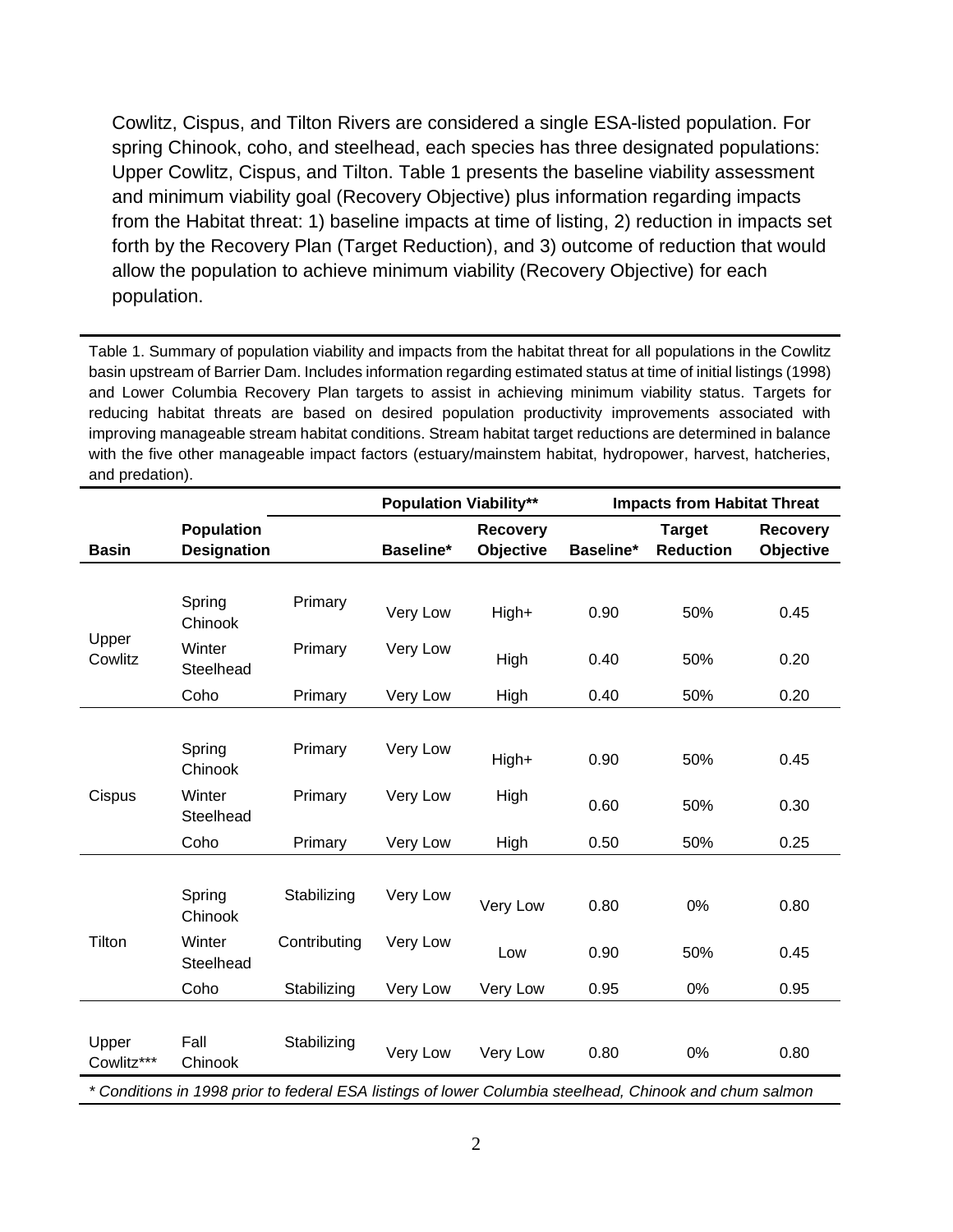Cowlitz, Cispus, and Tilton Rivers are considered a single ESA-listed population. For spring Chinook, coho, and steelhead, each species has three designated populations: Upper Cowlitz, Cispus, and Tilton. Table 1 presents the baseline viability assessment and minimum viability goal (Recovery Objective) plus information regarding impacts from the Habitat threat: 1) baseline impacts at time of listing, 2) reduction in impacts set forth by the Recovery Plan (Target Reduction), and 3) outcome of reduction that would allow the population to achieve minimum viability (Recovery Objective) for each population.

Table 1. Summary of population viability and impacts from the habitat threat for all populations in the Cowlitz basin upstream of Barrier Dam. Includes information regarding estimated status at time of initial listings (1998) and Lower Columbia Recovery Plan targets to assist in achieving minimum viability status. Targets for reducing habitat threats are based on desired population productivity improvements associated with improving manageable stream habitat conditions. Stream habitat target reductions are determined in balance with the five other manageable impact factors (estuary/mainstem habitat, hydropower, harvest, hatcheries, and predation).

| | | | Population Viability** | | Impacts from Habitat Threat | | |
|---|---|---|---|---|---|---|---|
| **Basin** | **Population Designation** | | **Baseline*** | **Recovery Objective** | **Baseline*** | **Target Reduction** | **Recovery Objective** |
| Upper Cowlitz | Spring Chinook | Primary | Very Low | High+ | 0.90 | 50% | 0.45 |
| | Winter Steelhead | Primary | Very Low | High | 0.40 | 50% | 0.20 |
| | Coho | Primary | Very Low | High | 0.40 | 50% | 0.20 |
| Cispus | Spring Chinook | Primary | Very Low | High+ | 0.90 | 50% | 0.45 |
| | Winter Steelhead | Primary | Very Low | High | 0.60 | 50% | 0.30 |
| | Coho | Primary | Very Low | High | 0.50 | 50% | 0.25 |
| Tilton | Spring Chinook | Stabilizing | Very Low | Very Low | 0.80 | 0% | 0.80 |
| | Winter Steelhead | Contributing | Very Low | Low | 0.90 | 50% | 0.45 |
| | Coho | Stabilizing | Very Low | Very Low | 0.95 | 0% | 0.95 |
| Upper Cowlitz*** | Fall Chinook | Stabilizing | Very Low | Very Low | 0.80 | 0% | 0.80 |

*\* Conditions in 1998 prior to federal ESA listings of lower Columbia steelhead, Chinook and chum salmon*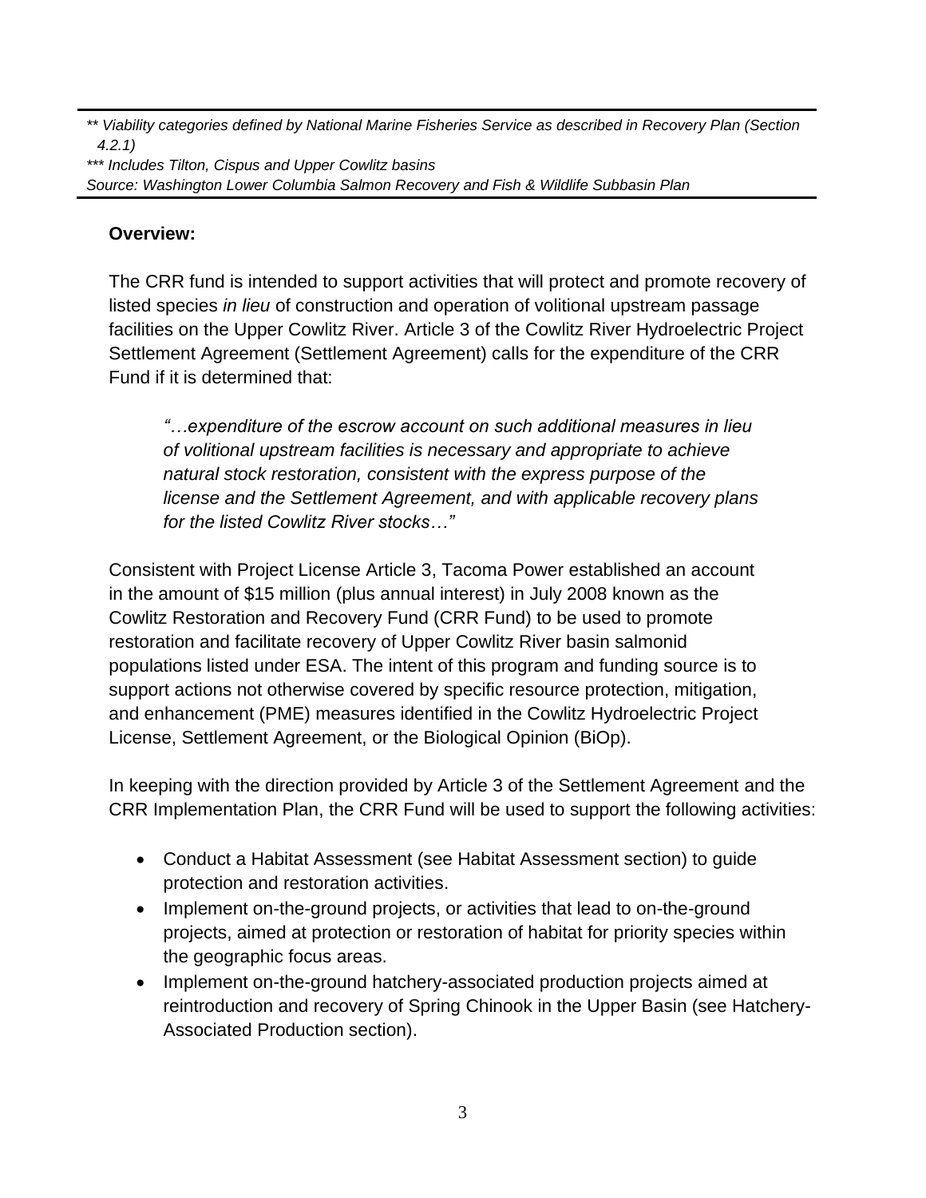*** Viability categories defined by National Marine Fisheries Service as described in Recovery Plan (Section 4.2.1)*

**** Includes Tilton, Cispus and Upper Cowlitz basins*

*Source: Washington Lower Columbia Salmon Recovery and Fish & Wildlife Subbasin Plan*

**Overview:**

The CRR fund is intended to support activities that will protect and promote recovery of listed species *in lieu* of construction and operation of volitional upstream passage facilities on the Upper Cowlitz River. Article 3 of the Cowlitz River Hydroelectric Project Settlement Agreement (Settlement Agreement) calls for the expenditure of the CRR Fund if it is determined that:

> *"…expenditure of the escrow account on such additional measures in lieu of volitional upstream facilities is necessary and appropriate to achieve natural stock restoration, consistent with the express purpose of the license and the Settlement Agreement, and with applicable recovery plans for the listed Cowlitz River stocks…"*

Consistent with Project License Article 3, Tacoma Power established an account in the amount of $15 million (plus annual interest) in July 2008 known as the Cowlitz Restoration and Recovery Fund (CRR Fund) to be used to promote restoration and facilitate recovery of Upper Cowlitz River basin salmonid populations listed under ESA. The intent of this program and funding source is to support actions not otherwise covered by specific resource protection, mitigation, and enhancement (PME) measures identified in the Cowlitz Hydroelectric Project License, Settlement Agreement, or the Biological Opinion (BiOp).

In keeping with the direction provided by Article 3 of the Settlement Agreement and the CRR Implementation Plan, the CRR Fund will be used to support the following activities:

- Conduct a Habitat Assessment (see Habitat Assessment section) to guide protection and restoration activities.
- Implement on-the-ground projects, or activities that lead to on-the-ground projects, aimed at protection or restoration of habitat for priority species within the geographic focus areas.
- Implement on-the-ground hatchery-associated production projects aimed at reintroduction and recovery of Spring Chinook in the Upper Basin (see Hatchery-Associated Production section).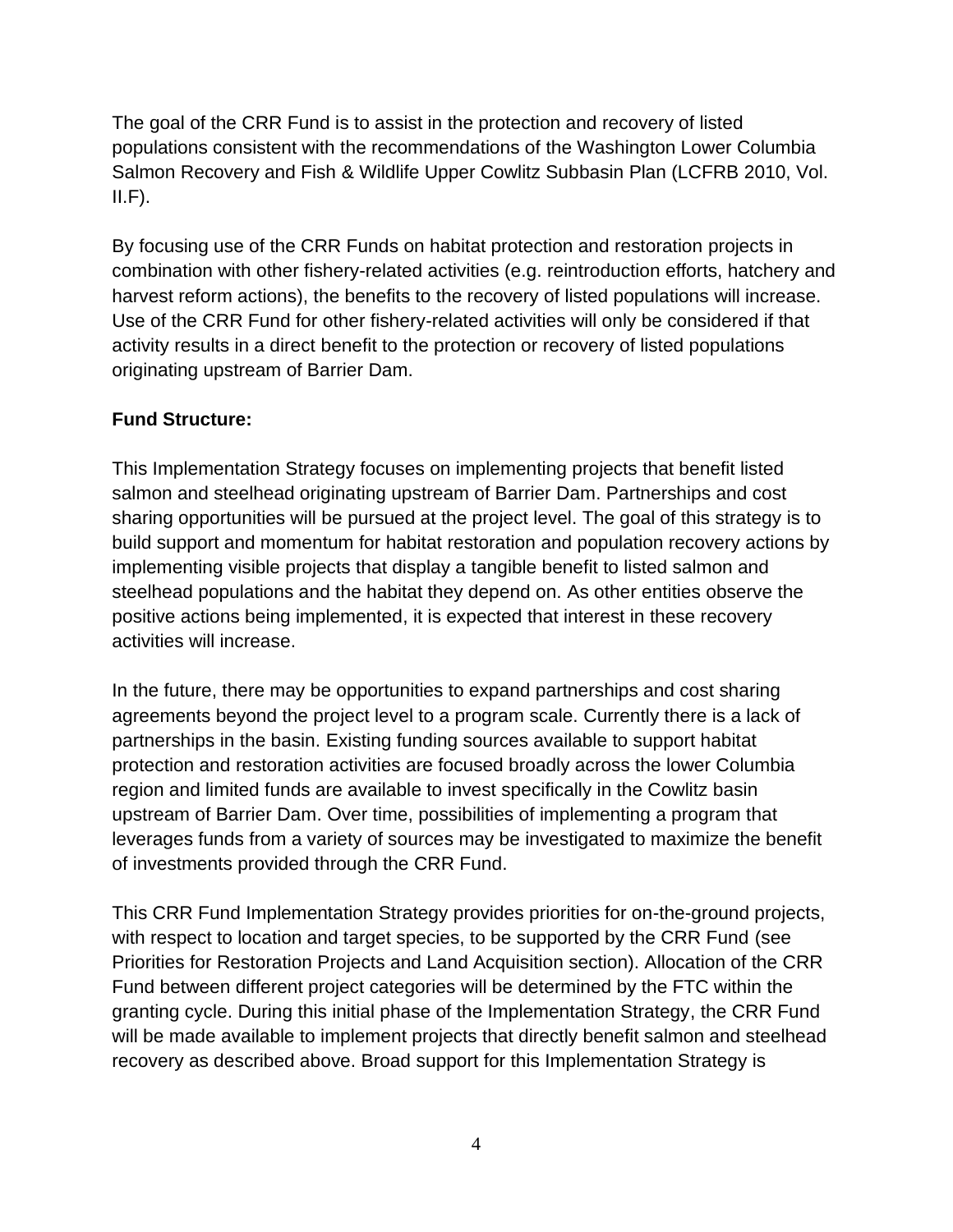The goal of the CRR Fund is to assist in the protection and recovery of listed populations consistent with the recommendations of the Washington Lower Columbia Salmon Recovery and Fish & Wildlife Upper Cowlitz Subbasin Plan (LCFRB 2010, Vol. II.F).

By focusing use of the CRR Funds on habitat protection and restoration projects in combination with other fishery-related activities (e.g. reintroduction efforts, hatchery and harvest reform actions), the benefits to the recovery of listed populations will increase. Use of the CRR Fund for other fishery-related activities will only be considered if that activity results in a direct benefit to the protection or recovery of listed populations originating upstream of Barrier Dam.

**Fund Structure:**

This Implementation Strategy focuses on implementing projects that benefit listed salmon and steelhead originating upstream of Barrier Dam. Partnerships and cost sharing opportunities will be pursued at the project level. The goal of this strategy is to build support and momentum for habitat restoration and population recovery actions by implementing visible projects that display a tangible benefit to listed salmon and steelhead populations and the habitat they depend on. As other entities observe the positive actions being implemented, it is expected that interest in these recovery activities will increase.

In the future, there may be opportunities to expand partnerships and cost sharing agreements beyond the project level to a program scale. Currently there is a lack of partnerships in the basin. Existing funding sources available to support habitat protection and restoration activities are focused broadly across the lower Columbia region and limited funds are available to invest specifically in the Cowlitz basin upstream of Barrier Dam. Over time, possibilities of implementing a program that leverages funds from a variety of sources may be investigated to maximize the benefit of investments provided through the CRR Fund.

This CRR Fund Implementation Strategy provides priorities for on-the-ground projects, with respect to location and target species, to be supported by the CRR Fund (see Priorities for Restoration Projects and Land Acquisition section). Allocation of the CRR Fund between different project categories will be determined by the FTC within the granting cycle. During this initial phase of the Implementation Strategy, the CRR Fund will be made available to implement projects that directly benefit salmon and steelhead recovery as described above. Broad support for this Implementation Strategy is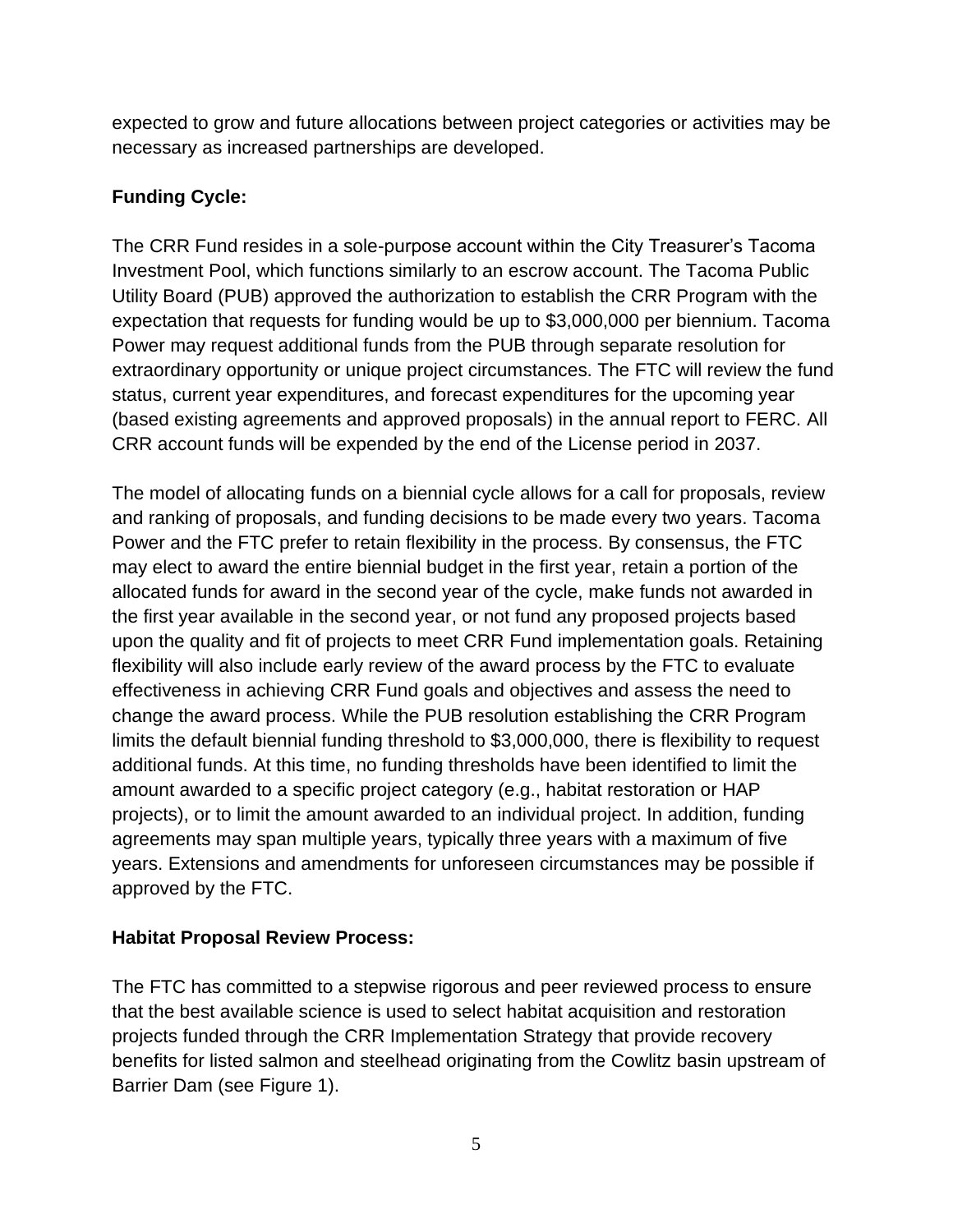expected to grow and future allocations between project categories or activities may be necessary as increased partnerships are developed.

**Funding Cycle:**

The CRR Fund resides in a sole-purpose account within the City Treasurer's Tacoma Investment Pool, which functions similarly to an escrow account. The Tacoma Public Utility Board (PUB) approved the authorization to establish the CRR Program with the expectation that requests for funding would be up to $3,000,000 per biennium. Tacoma Power may request additional funds from the PUB through separate resolution for extraordinary opportunity or unique project circumstances. The FTC will review the fund status, current year expenditures, and forecast expenditures for the upcoming year (based existing agreements and approved proposals) in the annual report to FERC. All CRR account funds will be expended by the end of the License period in 2037.

The model of allocating funds on a biennial cycle allows for a call for proposals, review and ranking of proposals, and funding decisions to be made every two years. Tacoma Power and the FTC prefer to retain flexibility in the process. By consensus, the FTC may elect to award the entire biennial budget in the first year, retain a portion of the allocated funds for award in the second year of the cycle, make funds not awarded in the first year available in the second year, or not fund any proposed projects based upon the quality and fit of projects to meet CRR Fund implementation goals. Retaining flexibility will also include early review of the award process by the FTC to evaluate effectiveness in achieving CRR Fund goals and objectives and assess the need to change the award process. While the PUB resolution establishing the CRR Program limits the default biennial funding threshold to $3,000,000, there is flexibility to request additional funds. At this time, no funding thresholds have been identified to limit the amount awarded to a specific project category (e.g., habitat restoration or HAP projects), or to limit the amount awarded to an individual project. In addition, funding agreements may span multiple years, typically three years with a maximum of five years. Extensions and amendments for unforeseen circumstances may be possible if approved by the FTC.

**Habitat Proposal Review Process:**

The FTC has committed to a stepwise rigorous and peer reviewed process to ensure that the best available science is used to select habitat acquisition and restoration projects funded through the CRR Implementation Strategy that provide recovery benefits for listed salmon and steelhead originating from the Cowlitz basin upstream of Barrier Dam (see Figure 1).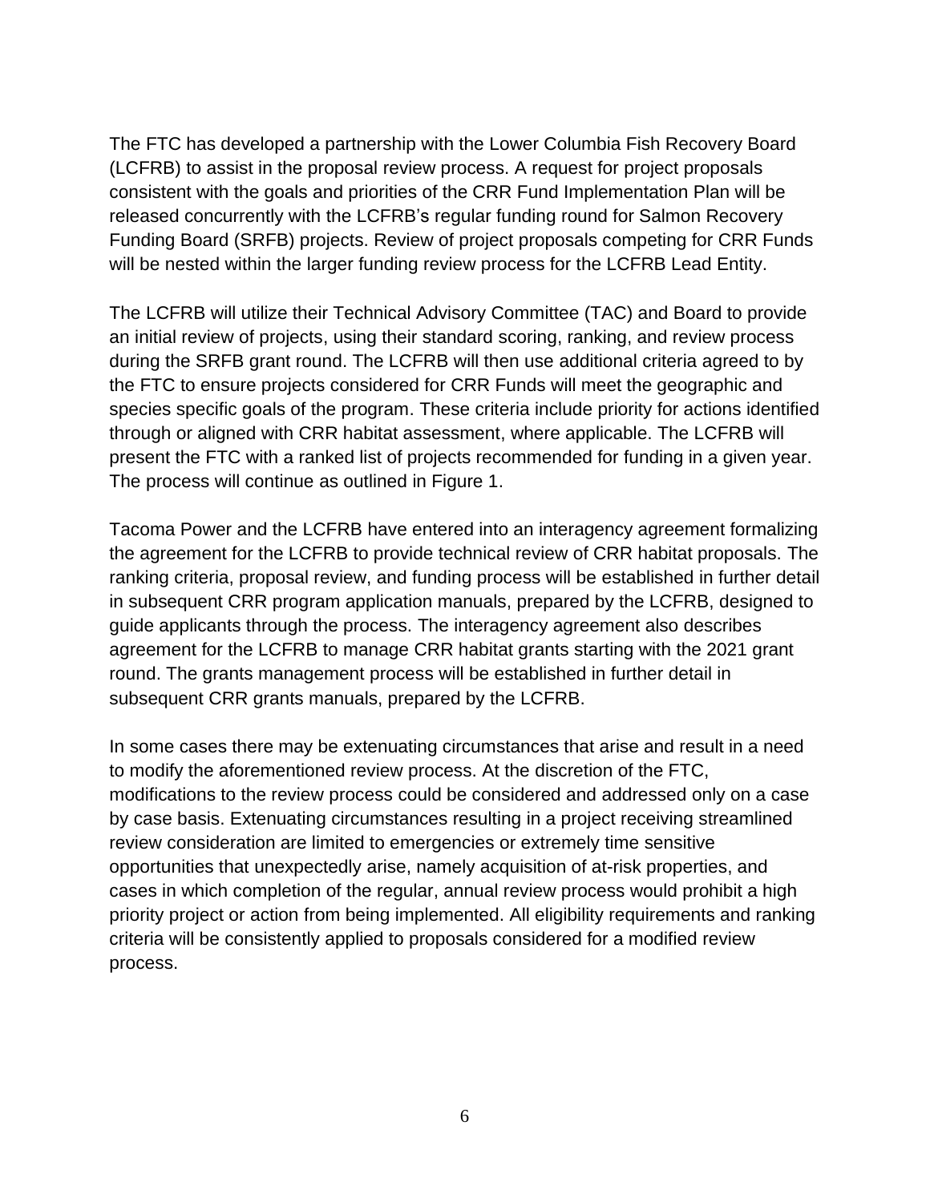The FTC has developed a partnership with the Lower Columbia Fish Recovery Board (LCFRB) to assist in the proposal review process. A request for project proposals consistent with the goals and priorities of the CRR Fund Implementation Plan will be released concurrently with the LCFRB's regular funding round for Salmon Recovery Funding Board (SRFB) projects. Review of project proposals competing for CRR Funds will be nested within the larger funding review process for the LCFRB Lead Entity.

The LCFRB will utilize their Technical Advisory Committee (TAC) and Board to provide an initial review of projects, using their standard scoring, ranking, and review process during the SRFB grant round. The LCFRB will then use additional criteria agreed to by the FTC to ensure projects considered for CRR Funds will meet the geographic and species specific goals of the program. These criteria include priority for actions identified through or aligned with CRR habitat assessment, where applicable. The LCFRB will present the FTC with a ranked list of projects recommended for funding in a given year. The process will continue as outlined in Figure 1.

Tacoma Power and the LCFRB have entered into an interagency agreement formalizing the agreement for the LCFRB to provide technical review of CRR habitat proposals. The ranking criteria, proposal review, and funding process will be established in further detail in subsequent CRR program application manuals, prepared by the LCFRB, designed to guide applicants through the process. The interagency agreement also describes agreement for the LCFRB to manage CRR habitat grants starting with the 2021 grant round. The grants management process will be established in further detail in subsequent CRR grants manuals, prepared by the LCFRB.

In some cases there may be extenuating circumstances that arise and result in a need to modify the aforementioned review process. At the discretion of the FTC, modifications to the review process could be considered and addressed only on a case by case basis. Extenuating circumstances resulting in a project receiving streamlined review consideration are limited to emergencies or extremely time sensitive opportunities that unexpectedly arise, namely acquisition of at-risk properties, and cases in which completion of the regular, annual review process would prohibit a high priority project or action from being implemented. All eligibility requirements and ranking criteria will be consistently applied to proposals considered for a modified review process.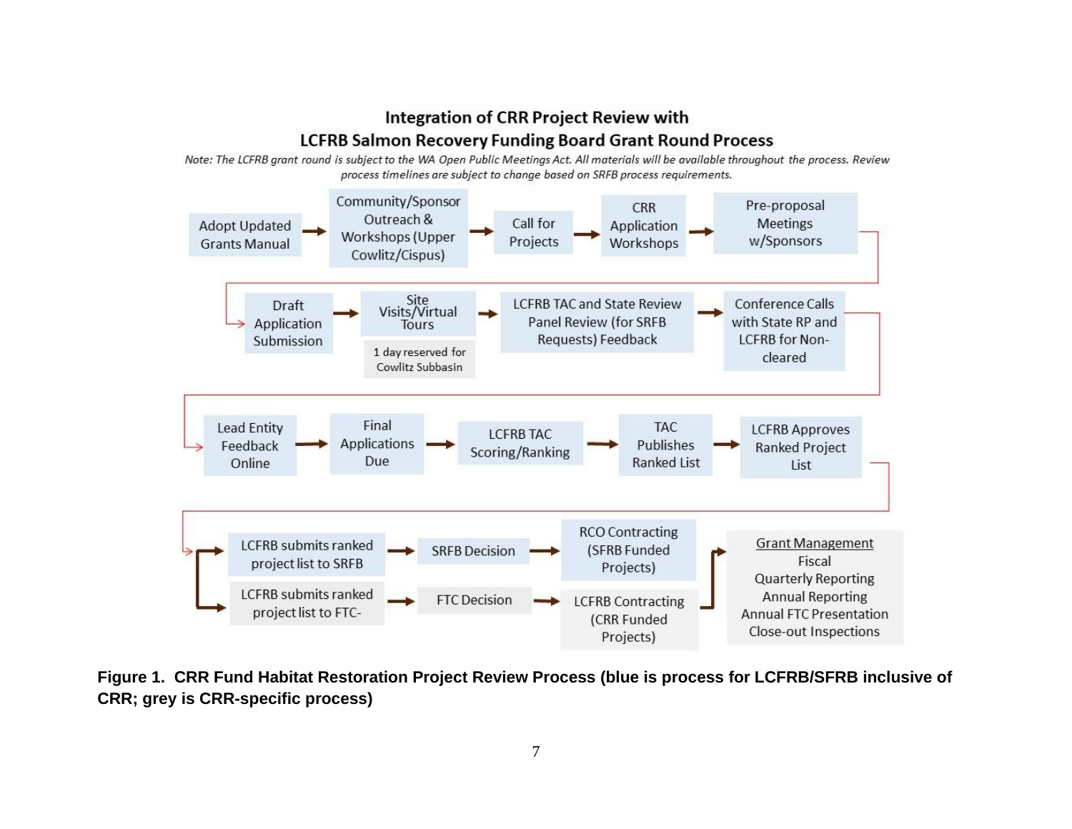## Integration of CRR Project Review with LCFRB Salmon Recovery Funding Board Grant Round Process

*Note: The LCFRB grant round is subject to the WA Open Public Meetings Act. All materials will be available throughout the process. Review process timelines are subject to change based on SRFB process requirements.*

Adopt Updated Grants Manual → Community/Sponsor Outreach & Workshops (Upper Cowlitz/Cispus) → Call for Projects → CRR Application Workshops → Pre-proposal Meetings w/Sponsors

→ Draft Application Submission → Site Visits/Virtual Tours (1 day reserved for Cowlitz Subbasin) → LCFRB TAC and State Review Panel Review (for SRFB Requests) Feedback → Conference Calls with State RP and LCFRB for Non-cleared

→ Lead Entity Feedback Online → Final Applications Due → LCFRB TAC Scoring/Ranking → TAC Publishes Ranked List → LCFRB Approves Ranked Project List

→ LCFRB submits ranked project list to SRFB → SRFB Decision → RCO Contracting (SRFB Funded Projects)

→ LCFRB submits ranked project list to FTC- → FTC Decision → LCFRB Contracting (CRR Funded Projects)

→ Grant Management: Fiscal; Quarterly Reporting; Annual Reporting; Annual FTC Presentation; Close-out Inspections

**Figure 1. CRR Fund Habitat Restoration Project Review Process (blue is process for LCFRB/SFRB inclusive of CRR; grey is CRR-specific process)**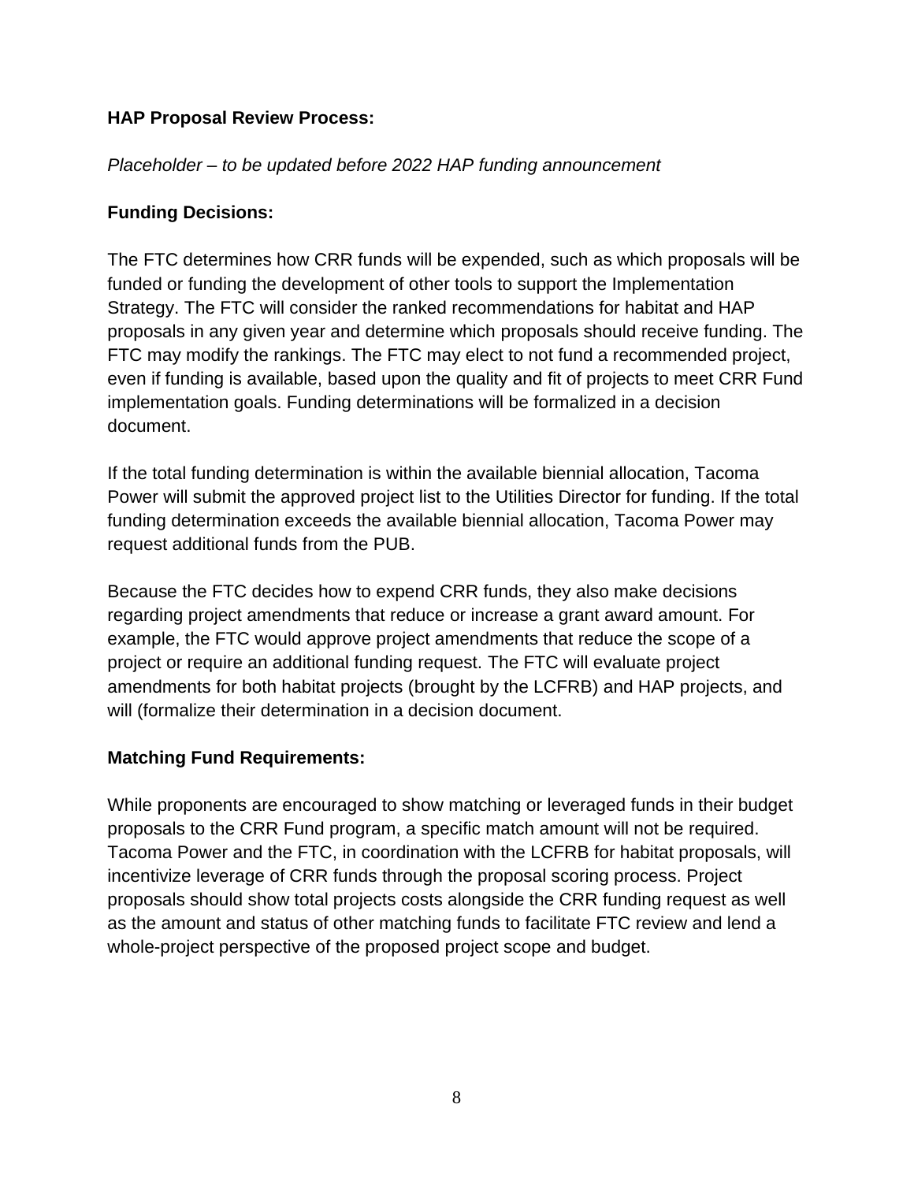**HAP Proposal Review Process:**

*Placeholder – to be updated before 2022 HAP funding announcement*

**Funding Decisions:**

The FTC determines how CRR funds will be expended, such as which proposals will be funded or funding the development of other tools to support the Implementation Strategy. The FTC will consider the ranked recommendations for habitat and HAP proposals in any given year and determine which proposals should receive funding. The FTC may modify the rankings. The FTC may elect to not fund a recommended project, even if funding is available, based upon the quality and fit of projects to meet CRR Fund implementation goals. Funding determinations will be formalized in a decision document.

If the total funding determination is within the available biennial allocation, Tacoma Power will submit the approved project list to the Utilities Director for funding. If the total funding determination exceeds the available biennial allocation, Tacoma Power may request additional funds from the PUB.

Because the FTC decides how to expend CRR funds, they also make decisions regarding project amendments that reduce or increase a grant award amount. For example, the FTC would approve project amendments that reduce the scope of a project or require an additional funding request. The FTC will evaluate project amendments for both habitat projects (brought by the LCFRB) and HAP projects, and will (formalize their determination in a decision document.

**Matching Fund Requirements:**

While proponents are encouraged to show matching or leveraged funds in their budget proposals to the CRR Fund program, a specific match amount will not be required. Tacoma Power and the FTC, in coordination with the LCFRB for habitat proposals, will incentivize leverage of CRR funds through the proposal scoring process. Project proposals should show total projects costs alongside the CRR funding request as well as the amount and status of other matching funds to facilitate FTC review and lend a whole-project perspective of the proposed project scope and budget.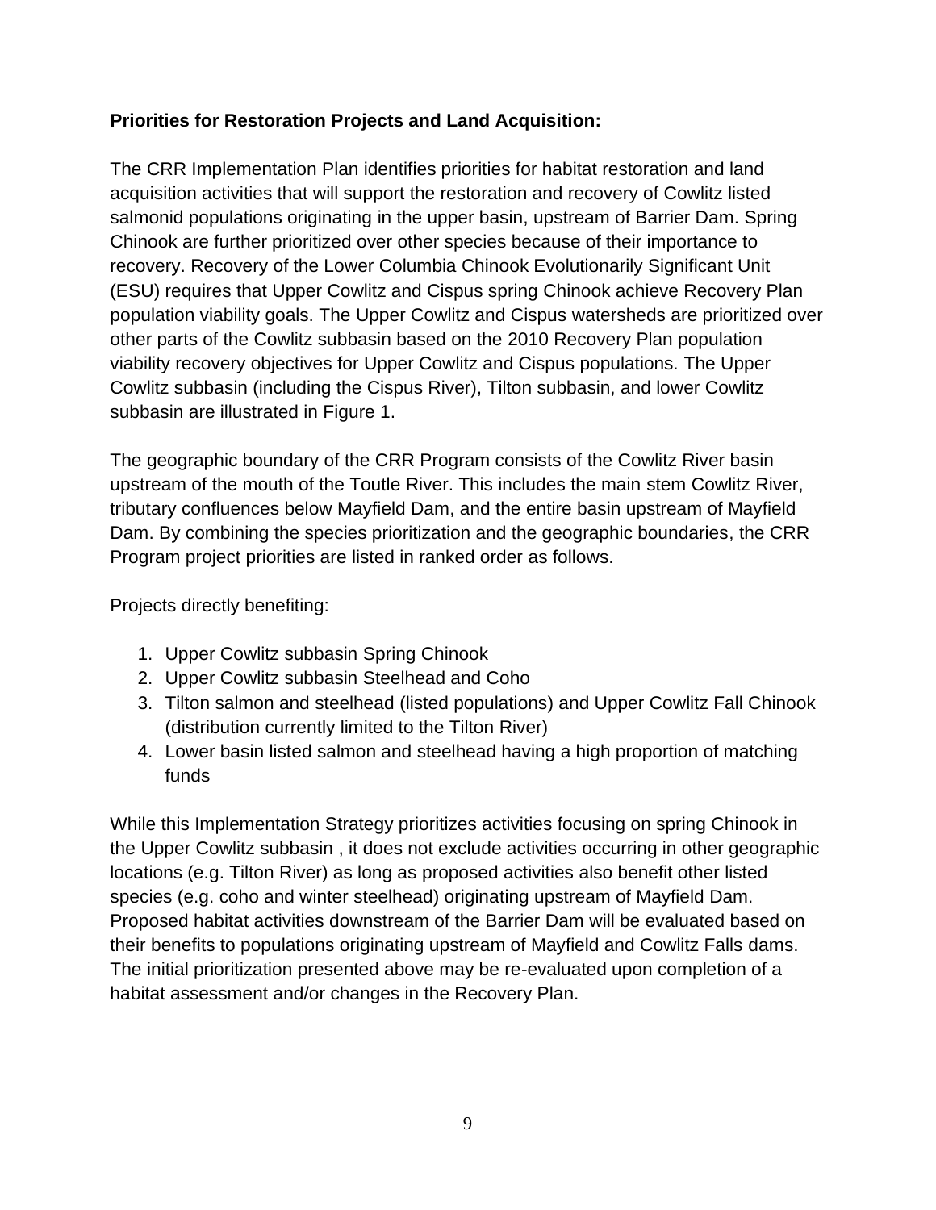**Priorities for Restoration Projects and Land Acquisition:**

The CRR Implementation Plan identifies priorities for habitat restoration and land acquisition activities that will support the restoration and recovery of Cowlitz listed salmonid populations originating in the upper basin, upstream of Barrier Dam. Spring Chinook are further prioritized over other species because of their importance to recovery. Recovery of the Lower Columbia Chinook Evolutionarily Significant Unit (ESU) requires that Upper Cowlitz and Cispus spring Chinook achieve Recovery Plan population viability goals. The Upper Cowlitz and Cispus watersheds are prioritized over other parts of the Cowlitz subbasin based on the 2010 Recovery Plan population viability recovery objectives for Upper Cowlitz and Cispus populations. The Upper Cowlitz subbasin (including the Cispus River), Tilton subbasin, and lower Cowlitz subbasin are illustrated in Figure 1.

The geographic boundary of the CRR Program consists of the Cowlitz River basin upstream of the mouth of the Toutle River. This includes the main stem Cowlitz River, tributary confluences below Mayfield Dam, and the entire basin upstream of Mayfield Dam. By combining the species prioritization and the geographic boundaries, the CRR Program project priorities are listed in ranked order as follows.

Projects directly benefiting:

1. Upper Cowlitz subbasin Spring Chinook
2. Upper Cowlitz subbasin Steelhead and Coho
3. Tilton salmon and steelhead (listed populations) and Upper Cowlitz Fall Chinook (distribution currently limited to the Tilton River)
4. Lower basin listed salmon and steelhead having a high proportion of matching funds

While this Implementation Strategy prioritizes activities focusing on spring Chinook in the Upper Cowlitz subbasin , it does not exclude activities occurring in other geographic locations (e.g. Tilton River) as long as proposed activities also benefit other listed species (e.g. coho and winter steelhead) originating upstream of Mayfield Dam. Proposed habitat activities downstream of the Barrier Dam will be evaluated based on their benefits to populations originating upstream of Mayfield and Cowlitz Falls dams. The initial prioritization presented above may be re-evaluated upon completion of a habitat assessment and/or changes in the Recovery Plan.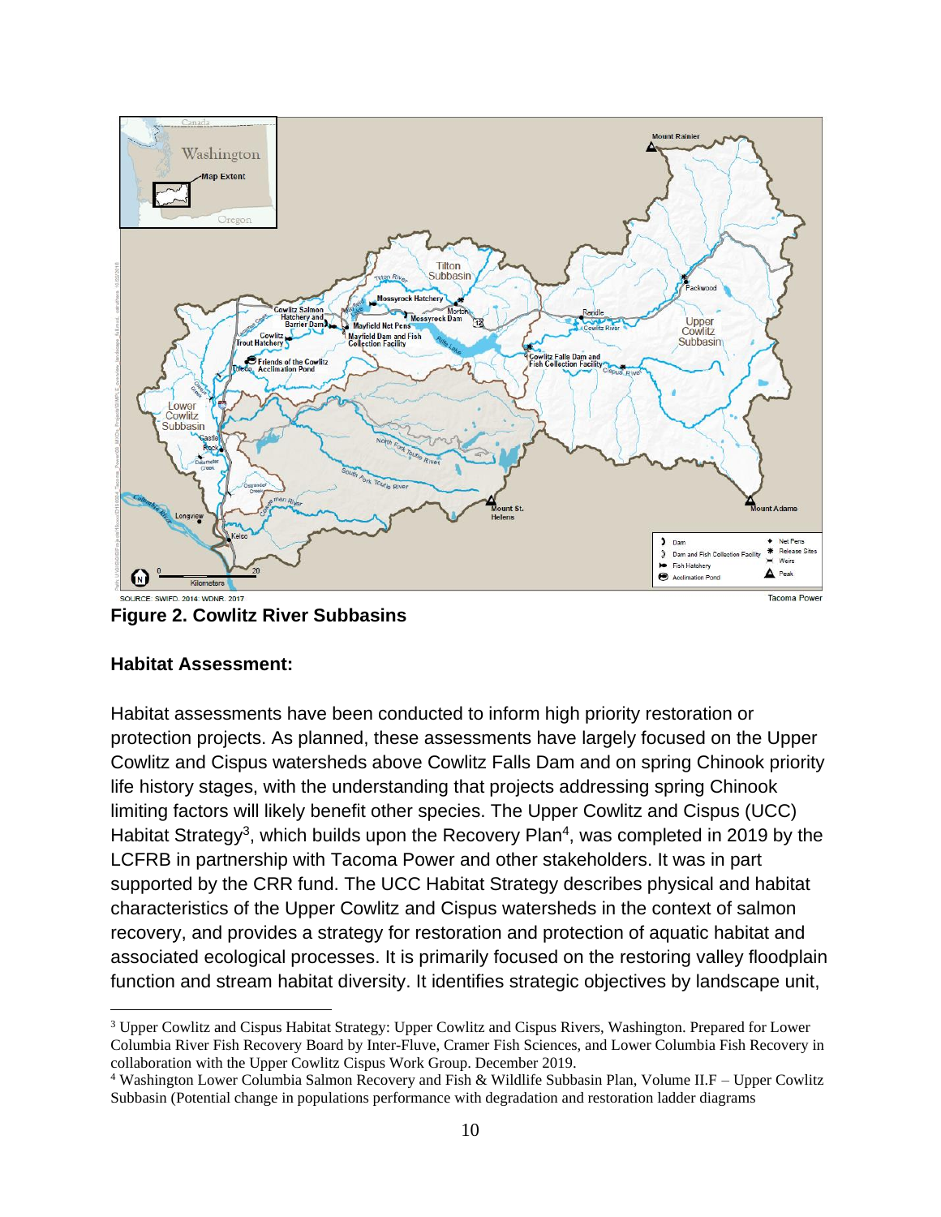SOURCE: SWIFD, 2014; WDNR, 2017

Tacoma Power

**Figure 2. Cowlitz River Subbasins**

**Habitat Assessment:**

Habitat assessments have been conducted to inform high priority restoration or protection projects. As planned, these assessments have largely focused on the Upper Cowlitz and Cispus watersheds above Cowlitz Falls Dam and on spring Chinook priority life history stages, with the understanding that projects addressing spring Chinook limiting factors will likely benefit other species. The Upper Cowlitz and Cispus (UCC) Habitat Strategy[3], which builds upon the Recovery Plan[4], was completed in 2019 by the LCFRB in partnership with Tacoma Power and other stakeholders. It was in part supported by the CRR fund. The UCC Habitat Strategy describes physical and habitat characteristics of the Upper Cowlitz and Cispus watersheds in the context of salmon recovery, and provides a strategy for restoration and protection of aquatic habitat and associated ecological processes. It is primarily focused on the restoring valley floodplain function and stream habitat diversity. It identifies strategic objectives by landscape unit,

---

[3] Upper Cowlitz and Cispus Habitat Strategy: Upper Cowlitz and Cispus Rivers, Washington. Prepared for Lower Columbia River Fish Recovery Board by Inter-Fluve, Cramer Fish Sciences, and Lower Columbia Fish Recovery in collaboration with the Upper Cowlitz Cispus Work Group. December 2019.

[4] Washington Lower Columbia Salmon Recovery and Fish & Wildlife Subbasin Plan, Volume II.F – Upper Cowlitz Subbasin (Potential change in populations performance with degradation and restoration ladder diagrams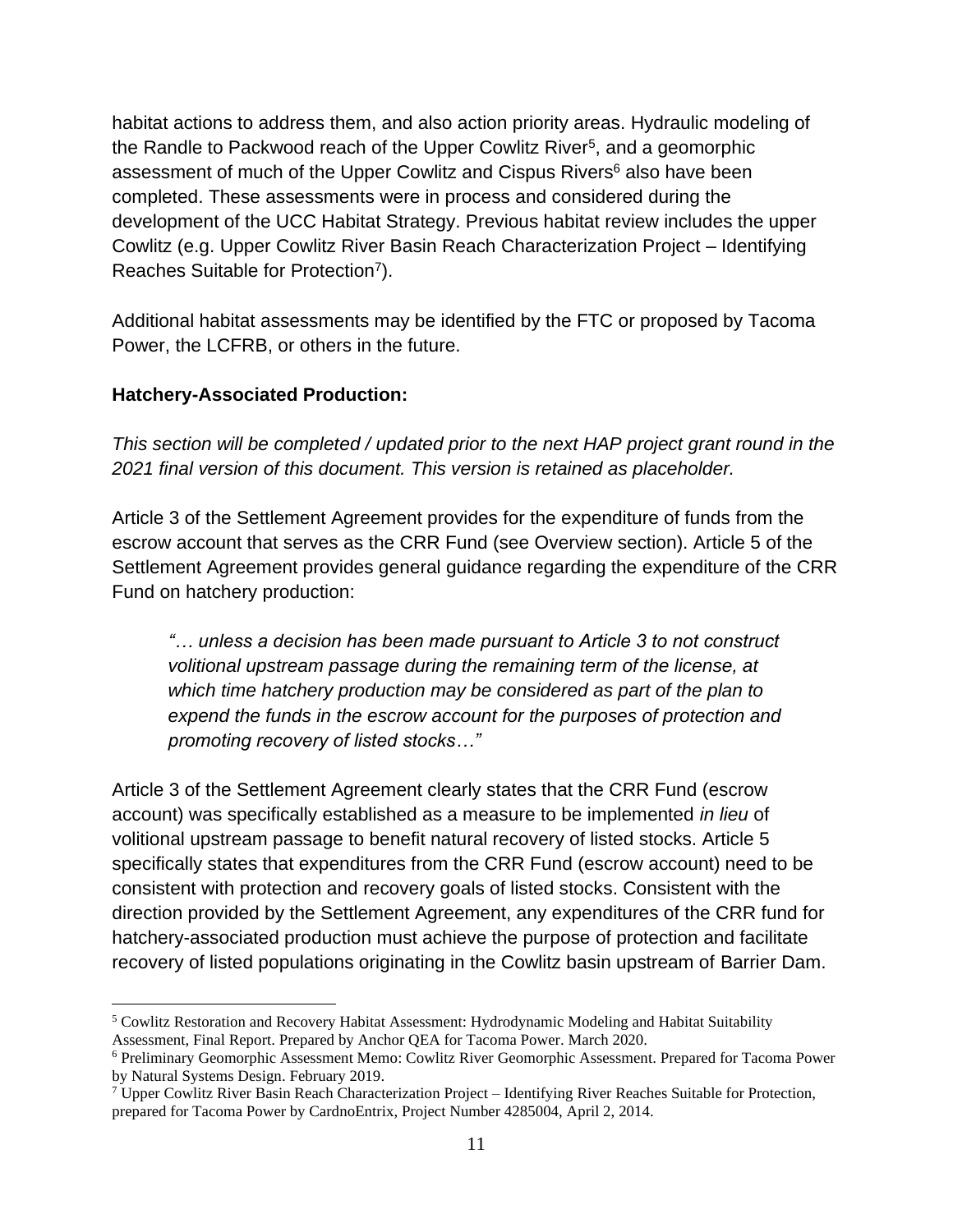habitat actions to address them, and also action priority areas. Hydraulic modeling of the Randle to Packwood reach of the Upper Cowlitz River[5], and a geomorphic assessment of much of the Upper Cowlitz and Cispus Rivers[6] also have been completed. These assessments were in process and considered during the development of the UCC Habitat Strategy. Previous habitat review includes the upper Cowlitz (e.g. Upper Cowlitz River Basin Reach Characterization Project – Identifying Reaches Suitable for Protection[7]).

Additional habitat assessments may be identified by the FTC or proposed by Tacoma Power, the LCFRB, or others in the future.

**Hatchery-Associated Production:**

*This section will be completed / updated prior to the next HAP project grant round in the 2021 final version of this document. This version is retained as placeholder.*

Article 3 of the Settlement Agreement provides for the expenditure of funds from the escrow account that serves as the CRR Fund (see Overview section). Article 5 of the Settlement Agreement provides general guidance regarding the expenditure of the CRR Fund on hatchery production:

> *"… unless a decision has been made pursuant to Article 3 to not construct volitional upstream passage during the remaining term of the license, at which time hatchery production may be considered as part of the plan to expend the funds in the escrow account for the purposes of protection and promoting recovery of listed stocks…"*

Article 3 of the Settlement Agreement clearly states that the CRR Fund (escrow account) was specifically established as a measure to be implemented *in lieu* of volitional upstream passage to benefit natural recovery of listed stocks. Article 5 specifically states that expenditures from the CRR Fund (escrow account) need to be consistent with protection and recovery goals of listed stocks. Consistent with the direction provided by the Settlement Agreement, any expenditures of the CRR fund for hatchery-associated production must achieve the purpose of protection and facilitate recovery of listed populations originating in the Cowlitz basin upstream of Barrier Dam.

---

[5] Cowlitz Restoration and Recovery Habitat Assessment: Hydrodynamic Modeling and Habitat Suitability Assessment, Final Report. Prepared by Anchor QEA for Tacoma Power. March 2020.

[6] Preliminary Geomorphic Assessment Memo: Cowlitz River Geomorphic Assessment. Prepared for Tacoma Power by Natural Systems Design. February 2019.

[7] Upper Cowlitz River Basin Reach Characterization Project – Identifying River Reaches Suitable for Protection, prepared for Tacoma Power by CardnoEntrix, Project Number 4285004, April 2, 2014.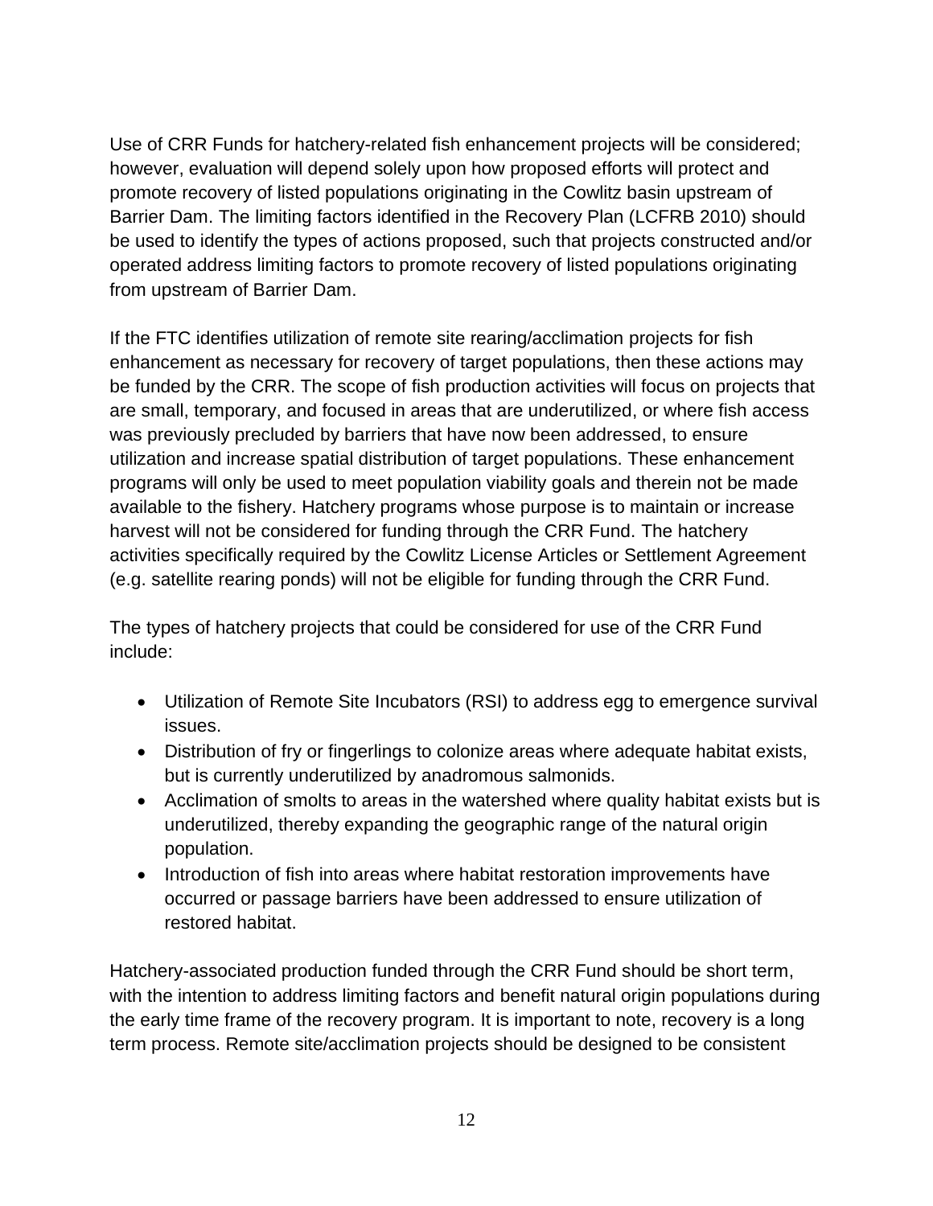Use of CRR Funds for hatchery-related fish enhancement projects will be considered; however, evaluation will depend solely upon how proposed efforts will protect and promote recovery of listed populations originating in the Cowlitz basin upstream of Barrier Dam. The limiting factors identified in the Recovery Plan (LCFRB 2010) should be used to identify the types of actions proposed, such that projects constructed and/or operated address limiting factors to promote recovery of listed populations originating from upstream of Barrier Dam.

If the FTC identifies utilization of remote site rearing/acclimation projects for fish enhancement as necessary for recovery of target populations, then these actions may be funded by the CRR. The scope of fish production activities will focus on projects that are small, temporary, and focused in areas that are underutilized, or where fish access was previously precluded by barriers that have now been addressed, to ensure utilization and increase spatial distribution of target populations. These enhancement programs will only be used to meet population viability goals and therein not be made available to the fishery. Hatchery programs whose purpose is to maintain or increase harvest will not be considered for funding through the CRR Fund. The hatchery activities specifically required by the Cowlitz License Articles or Settlement Agreement (e.g. satellite rearing ponds) will not be eligible for funding through the CRR Fund.

The types of hatchery projects that could be considered for use of the CRR Fund include:

- Utilization of Remote Site Incubators (RSI) to address egg to emergence survival issues.
- Distribution of fry or fingerlings to colonize areas where adequate habitat exists, but is currently underutilized by anadromous salmonids.
- Acclimation of smolts to areas in the watershed where quality habitat exists but is underutilized, thereby expanding the geographic range of the natural origin population.
- Introduction of fish into areas where habitat restoration improvements have occurred or passage barriers have been addressed to ensure utilization of restored habitat.

Hatchery-associated production funded through the CRR Fund should be short term, with the intention to address limiting factors and benefit natural origin populations during the early time frame of the recovery program. It is important to note, recovery is a long term process. Remote site/acclimation projects should be designed to be consistent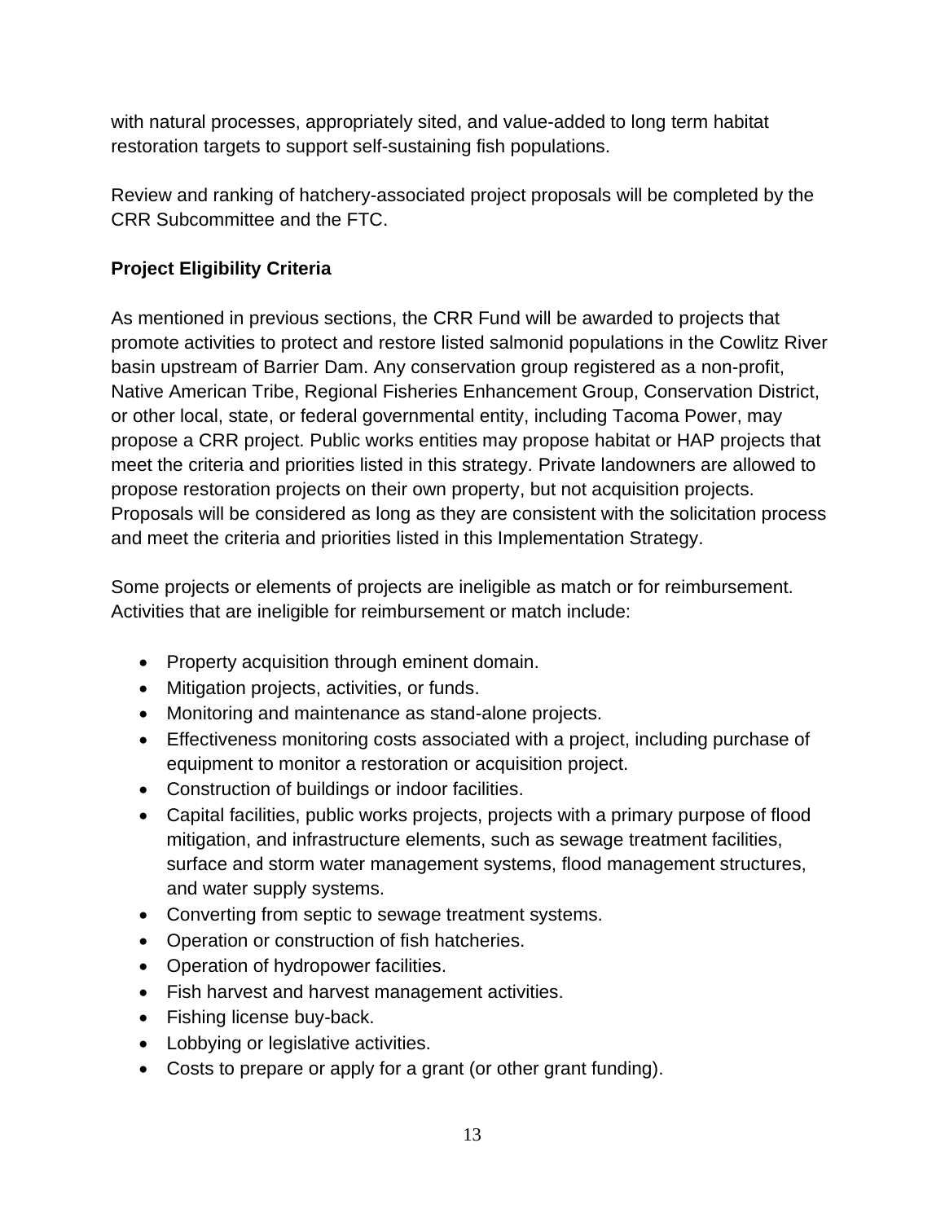with natural processes, appropriately sited, and value-added to long term habitat restoration targets to support self-sustaining fish populations.

Review and ranking of hatchery-associated project proposals will be completed by the CRR Subcommittee and the FTC.

**Project Eligibility Criteria**

As mentioned in previous sections, the CRR Fund will be awarded to projects that promote activities to protect and restore listed salmonid populations in the Cowlitz River basin upstream of Barrier Dam. Any conservation group registered as a non-profit, Native American Tribe, Regional Fisheries Enhancement Group, Conservation District, or other local, state, or federal governmental entity, including Tacoma Power, may propose a CRR project. Public works entities may propose habitat or HAP projects that meet the criteria and priorities listed in this strategy. Private landowners are allowed to propose restoration projects on their own property, but not acquisition projects. Proposals will be considered as long as they are consistent with the solicitation process and meet the criteria and priorities listed in this Implementation Strategy.

Some projects or elements of projects are ineligible as match or for reimbursement. Activities that are ineligible for reimbursement or match include:

- Property acquisition through eminent domain.
- Mitigation projects, activities, or funds.
- Monitoring and maintenance as stand-alone projects.
- Effectiveness monitoring costs associated with a project, including purchase of equipment to monitor a restoration or acquisition project.
- Construction of buildings or indoor facilities.
- Capital facilities, public works projects, projects with a primary purpose of flood mitigation, and infrastructure elements, such as sewage treatment facilities, surface and storm water management systems, flood management structures, and water supply systems.
- Converting from septic to sewage treatment systems.
- Operation or construction of fish hatcheries.
- Operation of hydropower facilities.
- Fish harvest and harvest management activities.
- Fishing license buy-back.
- Lobbying or legislative activities.
- Costs to prepare or apply for a grant (or other grant funding).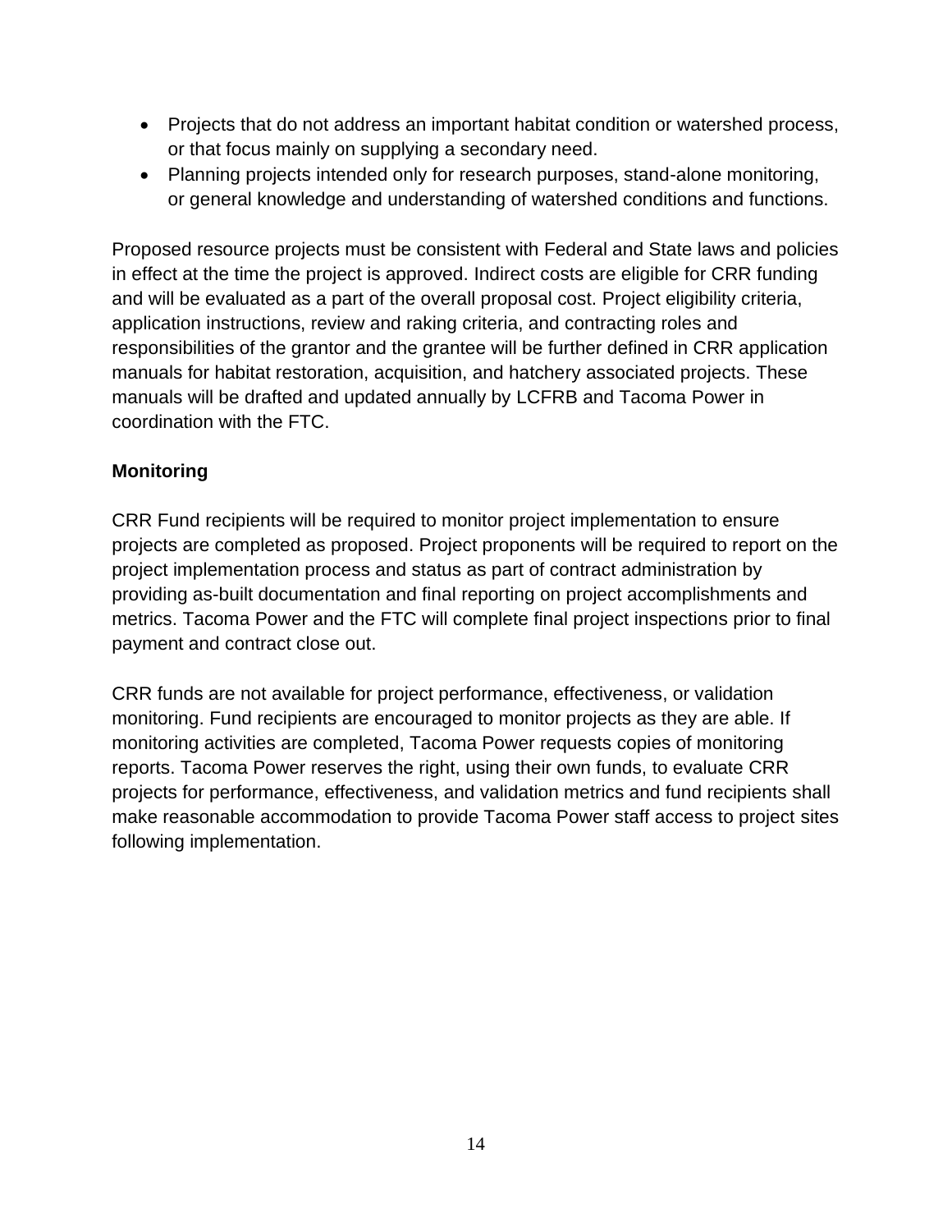- Projects that do not address an important habitat condition or watershed process, or that focus mainly on supplying a secondary need.
- Planning projects intended only for research purposes, stand-alone monitoring, or general knowledge and understanding of watershed conditions and functions.

Proposed resource projects must be consistent with Federal and State laws and policies in effect at the time the project is approved. Indirect costs are eligible for CRR funding and will be evaluated as a part of the overall proposal cost. Project eligibility criteria, application instructions, review and raking criteria, and contracting roles and responsibilities of the grantor and the grantee will be further defined in CRR application manuals for habitat restoration, acquisition, and hatchery associated projects. These manuals will be drafted and updated annually by LCFRB and Tacoma Power in coordination with the FTC.

**Monitoring**

CRR Fund recipients will be required to monitor project implementation to ensure projects are completed as proposed. Project proponents will be required to report on the project implementation process and status as part of contract administration by providing as-built documentation and final reporting on project accomplishments and metrics. Tacoma Power and the FTC will complete final project inspections prior to final payment and contract close out.

CRR funds are not available for project performance, effectiveness, or validation monitoring. Fund recipients are encouraged to monitor projects as they are able. If monitoring activities are completed, Tacoma Power requests copies of monitoring reports. Tacoma Power reserves the right, using their own funds, to evaluate CRR projects for performance, effectiveness, and validation metrics and fund recipients shall make reasonable accommodation to provide Tacoma Power staff access to project sites following implementation.